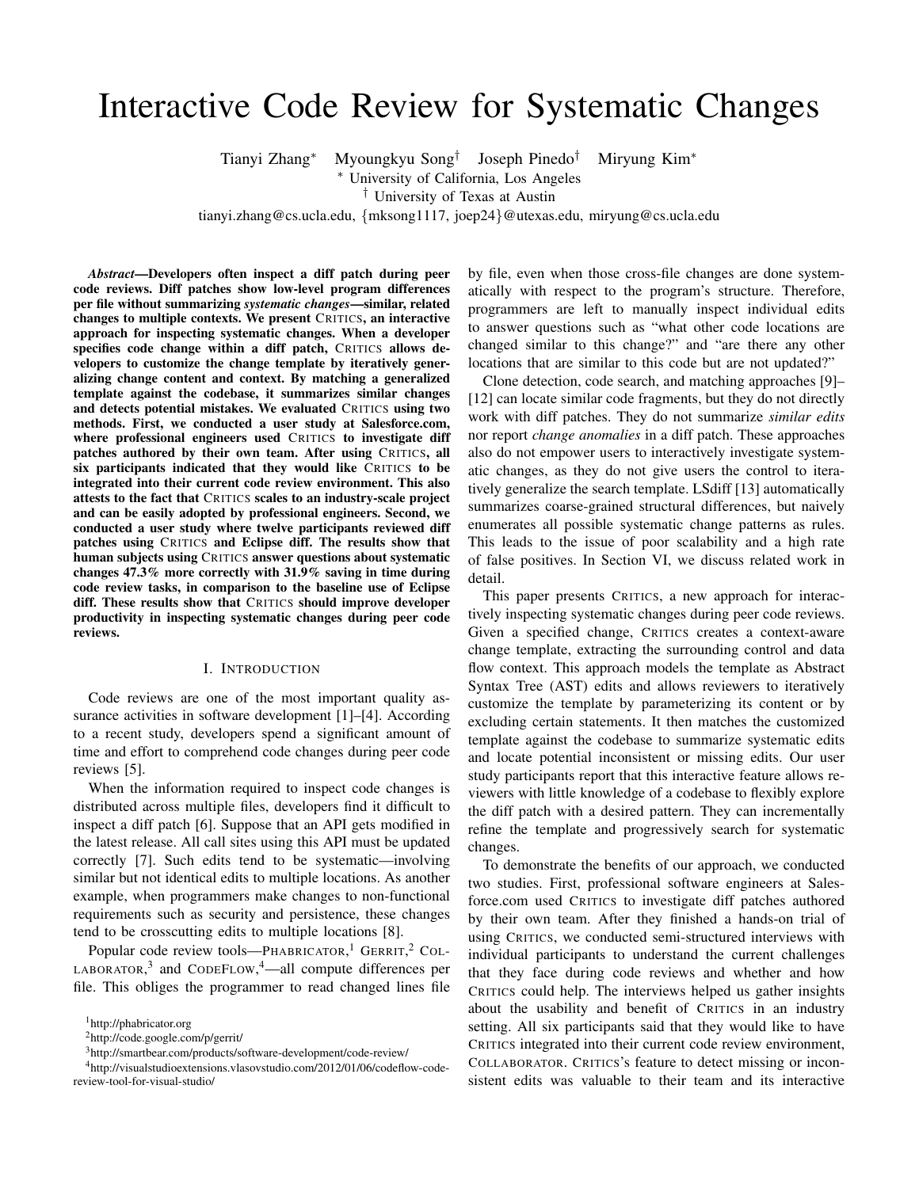// Editorial note: the filled-in transcription for this page follows.
# Interactive Code Review for Systematic Changes

Tianyi Zhang* Myoungkyu Song† Joseph Pinedo† Miryung Kim*

* University of California, Los Angeles

† University of Texas at Austin

tianyi.zhang@cs.ucla.edu, {mksong1117, joep24}@utexas.edu, miryung@cs.ucla.edu

***Abstract*—Developers often inspect a diff patch during peer code reviews. Diff patches show low-level program differences per file without summarizing *systematic changes*—similar, related changes to multiple contexts. We present CRITICS, an interactive approach for inspecting systematic changes. When a developer specifies code change within a diff patch, CRITICS allows developers to customize the change template by iteratively generalizing change content and context. By matching a generalized template against the codebase, it summarizes similar changes and detects potential mistakes. We evaluated CRITICS using two methods. First, we conducted a user study at Salesforce.com, where professional engineers used CRITICS to investigate diff patches authored by their own team. After using CRITICS, all six participants indicated that they would like CRITICS to be integrated into their current code review environment. This also attests to the fact that CRITICS scales to an industry-scale project and can be easily adopted by professional engineers. Second, we conducted a user study where twelve participants reviewed diff patches using CRITICS and Eclipse diff. The results show that human subjects using CRITICS answer questions about systematic changes 47.3% more correctly with 31.9% saving in time during code review tasks, in comparison to the baseline use of Eclipse diff. These results show that CRITICS should improve developer productivity in inspecting systematic changes during peer code reviews.**

## I. INTRODUCTION

Code reviews are one of the most important quality assurance activities in software development [1]–[4]. According to a recent study, developers spend a significant amount of time and effort to comprehend code changes during peer code reviews [5].

When the information required to inspect code changes is distributed across multiple files, developers find it difficult to inspect a diff patch [6]. Suppose that an API gets modified in the latest release. All call sites using this API must be updated correctly [7]. Such edits tend to be systematic—involving similar but not identical edits to multiple locations. As another example, when programmers make changes to non-functional requirements such as security and persistence, these changes tend to be crosscutting edits to multiple locations [8].

Popular code review tools—PHABRICATOR,[1] GERRIT,[2] COLLABORATOR,[3] and CODEFLOW,[4]—all compute differences per file. This obliges the programmer to read changed lines file by file, even when those cross-file changes are done systematically with respect to the program's structure. Therefore, programmers are left to manually inspect individual edits to answer questions such as "what other code locations are changed similar to this change?" and "are there any other locations that are similar to this code but are not updated?"

Clone detection, code search, and matching approaches [9]–[12] can locate similar code fragments, but they do not directly work with diff patches. They do not summarize *similar edits* nor report *change anomalies* in a diff patch. These approaches also do not empower users to interactively investigate systematic changes, as they do not give users the control to iteratively generalize the search template. LSdiff [13] automatically summarizes coarse-grained structural differences, but naively enumerates all possible systematic change patterns as rules. This leads to the issue of poor scalability and a high rate of false positives. In Section VI, we discuss related work in detail.

This paper presents CRITICS, a new approach for interactively inspecting systematic changes during peer code reviews. Given a specified change, CRITICS creates a context-aware change template, extracting the surrounding control and data flow context. This approach models the template as Abstract Syntax Tree (AST) edits and allows reviewers to iteratively customize the template by parameterizing its content or by excluding certain statements. It then matches the customized template against the codebase to summarize systematic edits and locate potential inconsistent or missing edits. Our user study participants report that this interactive feature allows reviewers with little knowledge of a codebase to flexibly explore the diff patch with a desired pattern. They can incrementally refine the template and progressively search for systematic changes.

To demonstrate the benefits of our approach, we conducted two studies. First, professional software engineers at Salesforce.com used CRITICS to investigate diff patches authored by their own team. After they finished a hands-on trial of using CRITICS, we conducted semi-structured interviews with individual participants to understand the current challenges that they face during code reviews and whether and how CRITICS could help. The interviews helped us gather insights about the usability and benefit of CRITICS in an industry setting. All six participants said that they would like to have CRITICS integrated into their current code review environment, COLLABORATOR. CRITICS's feature to detect missing or inconsistent edits was valuable to their team and its interactive

[1]http://phabricator.org

[2]http://code.google.com/p/gerrit/

[3]http://smartbear.com/products/software-development/code-review/

[4]http://visualstudioextensions.vlasovstudio.com/2012/01/06/codeflow-code-review-tool-for-visual-studio/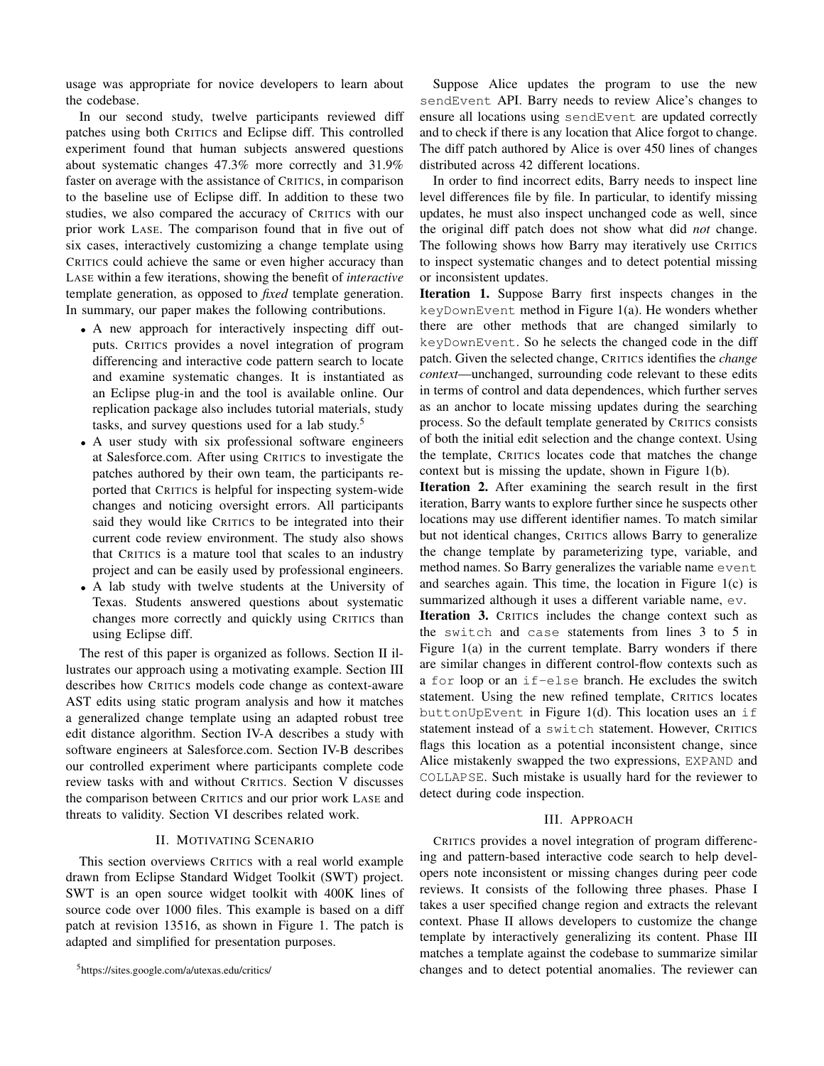usage was appropriate for novice developers to learn about the codebase.

In our second study, twelve participants reviewed diff patches using both CRITICS and Eclipse diff. This controlled experiment found that human subjects answered questions about systematic changes 47.3% more correctly and 31.9% faster on average with the assistance of CRITICS, in comparison to the baseline use of Eclipse diff. In addition to these two studies, we also compared the accuracy of CRITICS with our prior work LASE. The comparison found that in five out of six cases, interactively customizing a change template using CRITICS could achieve the same or even higher accuracy than LASE within a few iterations, showing the benefit of *interactive* template generation, as opposed to *fixed* template generation. In summary, our paper makes the following contributions.

- A new approach for interactively inspecting diff outputs. CRITICS provides a novel integration of program differencing and interactive code pattern search to locate and examine systematic changes. It is instantiated as an Eclipse plug-in and the tool is available online. Our replication package also includes tutorial materials, study tasks, and survey questions used for a lab study.[5]
- A user study with six professional software engineers at Salesforce.com. After using CRITICS to investigate the patches authored by their own team, the participants reported that CRITICS is helpful for inspecting system-wide changes and noticing oversight errors. All participants said they would like CRITICS to be integrated into their current code review environment. The study also shows that CRITICS is a mature tool that scales to an industry project and can be easily used by professional engineers.
- A lab study with twelve students at the University of Texas. Students answered questions about systematic changes more correctly and quickly using CRITICS than using Eclipse diff.

The rest of this paper is organized as follows. Section II illustrates our approach using a motivating example. Section III describes how CRITICS models code change as context-aware AST edits using static program analysis and how it matches a generalized change template using an adapted robust tree edit distance algorithm. Section IV-A describes a study with software engineers at Salesforce.com. Section IV-B describes our controlled experiment where participants complete code review tasks with and without CRITICS. Section V discusses the comparison between CRITICS and our prior work LASE and threats to validity. Section VI describes related work.

## II. MOTIVATING SCENARIO

This section overviews CRITICS with a real world example drawn from Eclipse Standard Widget Toolkit (SWT) project. SWT is an open source widget toolkit with 400K lines of source code over 1000 files. This example is based on a diff patch at revision 13516, as shown in Figure 1. The patch is adapted and simplified for presentation purposes.

[5]https://sites.google.com/a/utexas.edu/critics/

Suppose Alice updates the program to use the new `sendEvent` API. Barry needs to review Alice's changes to ensure all locations using `sendEvent` are updated correctly and to check if there is any location that Alice forgot to change. The diff patch authored by Alice is over 450 lines of changes distributed across 42 different locations.

In order to find incorrect edits, Barry needs to inspect line level differences file by file. In particular, to identify missing updates, he must also inspect unchanged code as well, since the original diff patch does not show what did *not* change. The following shows how Barry may iteratively use CRITICS to inspect systematic changes and to detect potential missing or inconsistent updates.

**Iteration 1.** Suppose Barry first inspects changes in the `keyDownEvent` method in Figure 1(a). He wonders whether there are other methods that are changed similarly to `keyDownEvent`. So he selects the changed code in the diff patch. Given the selected change, CRITICS identifies the *change context*—unchanged, surrounding code relevant to these edits in terms of control and data dependences, which further serves as an anchor to locate missing updates during the searching process. So the default template generated by CRITICS consists of both the initial edit selection and the change context. Using the template, CRITICS locates code that matches the change context but is missing the update, shown in Figure 1(b).

**Iteration 2.** After examining the search result in the first iteration, Barry wants to explore further since he suspects other locations may use different identifier names. To match similar but not identical changes, CRITICS allows Barry to generalize the change template by parameterizing type, variable, and method names. So Barry generalizes the variable name `event` and searches again. This time, the location in Figure 1(c) is summarized although it uses a different variable name, `ev`.

**Iteration 3.** CRITICS includes the change context such as the `switch` and `case` statements from lines 3 to 5 in Figure 1(a) in the current template. Barry wonders if there are similar changes in different control-flow contexts such as a `for` loop or an `if-else` branch. He excludes the switch statement. Using the new refined template, CRITICS locates `buttonUpEvent` in Figure 1(d). This location uses an `if` statement instead of a `switch` statement. However, CRITICS flags this location as a potential inconsistent change, since Alice mistakenly swapped the two expressions, `EXPAND` and `COLLAPSE`. Such mistake is usually hard for the reviewer to detect during code inspection.

## III. APPROACH

CRITICS provides a novel integration of program differencing and pattern-based interactive code search to help developers note inconsistent or missing changes during peer code reviews. It consists of the following three phases. Phase I takes a user specified change region and extracts the relevant context. Phase II allows developers to customize the change template by interactively generalizing its content. Phase III matches a template against the codebase to summarize similar changes and to detect potential anomalies. The reviewer can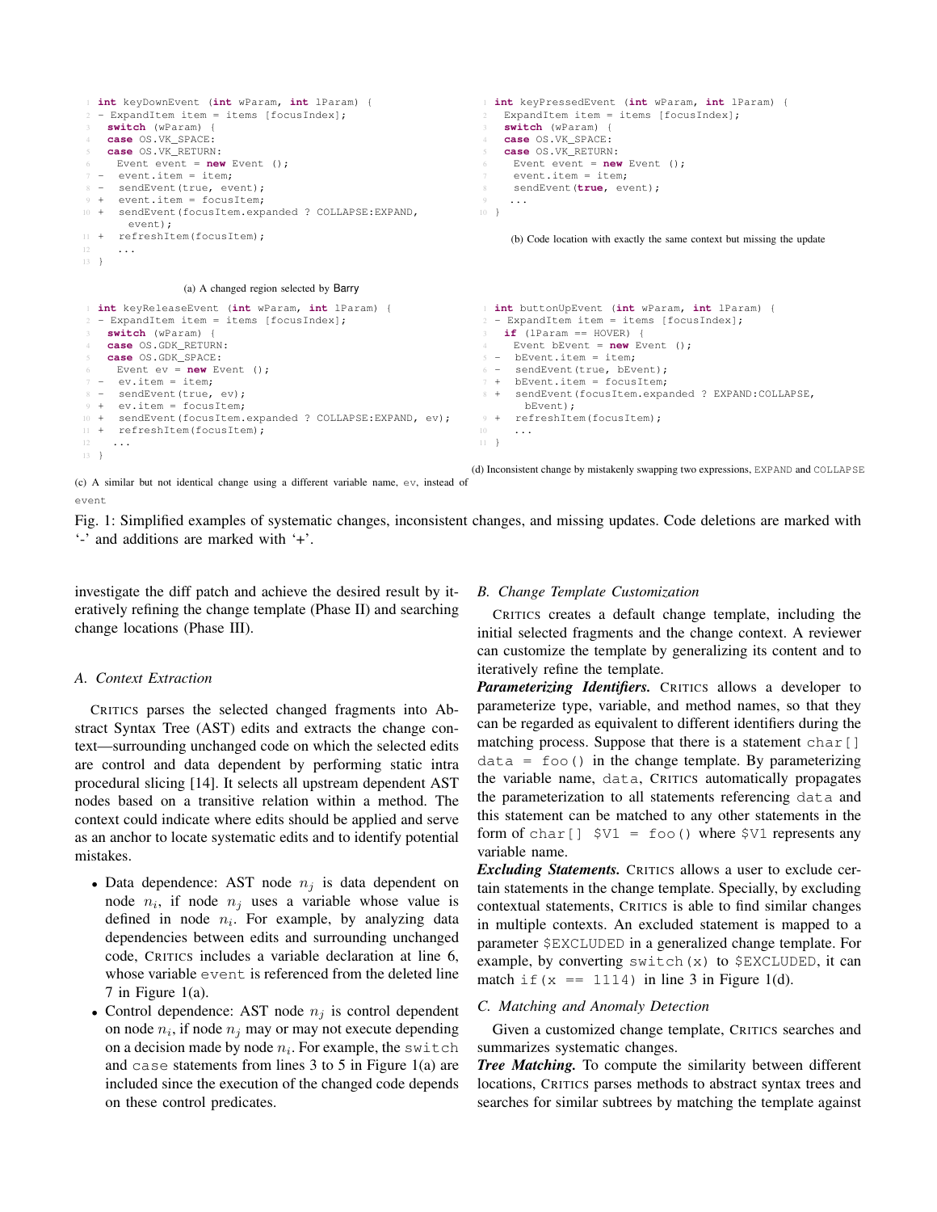```
1 int keyDownEvent (int wParam, int lParam) {
2 - ExpandItem item = items [focusIndex];
3   switch (wParam) {
4   case OS.VK_SPACE:
5   case OS.VK_RETURN:
6     Event event = new Event ();
7 -   event.item = item;
8 -   sendEvent(true, event);
9 +   event.item = focusItem;
10 +  sendEvent(focusItem.expanded ? COLLAPSE:EXPAND,
        event);
11 +  refreshItem(focusItem);
12    ...
13 }
```

(a) A changed region selected by Barry

```
1 int keyPressedEvent (int wParam, int lParam) {
2   ExpandItem item = items [focusIndex];
3   switch (wParam) {
4   case OS.VK_SPACE:
5   case OS.VK_RETURN:
6     Event event = new Event ();
7     event.item = item;
8     sendEvent(true, event);
9     ...
10 }
```

(b) Code location with exactly the same context but missing the update

```
1 int keyReleaseEvent (int wParam, int lParam) {
2 - ExpandItem item = items [focusIndex];
3   switch (wParam) {
4   case OS.GDK_RETURN:
5   case OS.GDK_SPACE:
6     Event ev = new Event ();
7 -   ev.item = item;
8 -   sendEvent(true, ev);
9 +   ev.item = focusItem;
10 +  sendEvent(focusItem.expanded ? COLLAPSE:EXPAND, ev);
11 +  refreshItem(focusItem);
12    ...
13 }
```

(c) A similar but not identical change using a different variable name, ev, instead of event

```
1 int buttonUpEvent (int wParam, int lParam) {
2 - ExpandItem item = items [focusIndex];
3   if (lParam == HOVER) {
4     Event bEvent = new Event ();
5 -   bEvent.item = item;
6 -   sendEvent(true, bEvent);
7 +   bEvent.item = focusItem;
8 +   sendEvent(focusItem.expanded ? EXPAND:COLLAPSE,
        bEvent);
9 +   refreshItem(focusItem);
10    ...
11 }
```

(d) Inconsistent change by mistakenly swapping two expressions, EXPAND and COLLAPSE

Fig. 1: Simplified examples of systematic changes, inconsistent changes, and missing updates. Code deletions are marked with '-' and additions are marked with '+'.

investigate the diff patch and achieve the desired result by iteratively refining the change template (Phase II) and searching change locations (Phase III).

### A. Context Extraction

CRITICS parses the selected changed fragments into Abstract Syntax Tree (AST) edits and extracts the change context—surrounding unchanged code on which the selected edits are control and data dependent by performing static intra procedural slicing [14]. It selects all upstream dependent AST nodes based on a transitive relation within a method. The context could indicate where edits should be applied and serve as an anchor to locate systematic edits and to identify potential mistakes.

- Data dependence: AST node $n_j$ is data dependent on node $n_i$, if node $n_j$ uses a variable whose value is defined in node $n_i$. For example, by analyzing data dependencies between edits and surrounding unchanged code, CRITICS includes a variable declaration at line 6, whose variable event is referenced from the deleted line 7 in Figure 1(a).
- Control dependence: AST node $n_j$ is control dependent on node $n_i$, if node $n_j$ may or may not execute depending on a decision made by node $n_i$. For example, the switch and case statements from lines 3 to 5 in Figure 1(a) are included since the execution of the changed code depends on these control predicates.

### B. Change Template Customization

CRITICS creates a default change template, including the initial selected fragments and the change context. A reviewer can customize the template by generalizing its content and to iteratively refine the template.

***Parameterizing Identifiers.*** CRITICS allows a developer to parameterize type, variable, and method names, so that they can be regarded as equivalent to different identifiers during the matching process. Suppose that there is a statement char[] data = foo() in the change template. By parameterizing the variable name, data, CRITICS automatically propagates the parameterization to all statements referencing data and this statement can be matched to any other statements in the form of char[] $V1 = foo() where $V1 represents any variable name.

***Excluding Statements.*** CRITICS allows a user to exclude certain statements in the change template. Specially, by excluding contextual statements, CRITICS is able to find similar changes in multiple contexts. An excluded statement is mapped to a parameter $EXCLUDED in a generalized change template. For example, by converting switch(x) to $EXCLUDED, it can match if(x == 1114) in line 3 in Figure 1(d).

### C. Matching and Anomaly Detection

Given a customized change template, CRITICS searches and summarizes systematic changes.

***Tree Matching.*** To compute the similarity between different locations, CRITICS parses methods to abstract syntax trees and searches for similar subtrees by matching the template against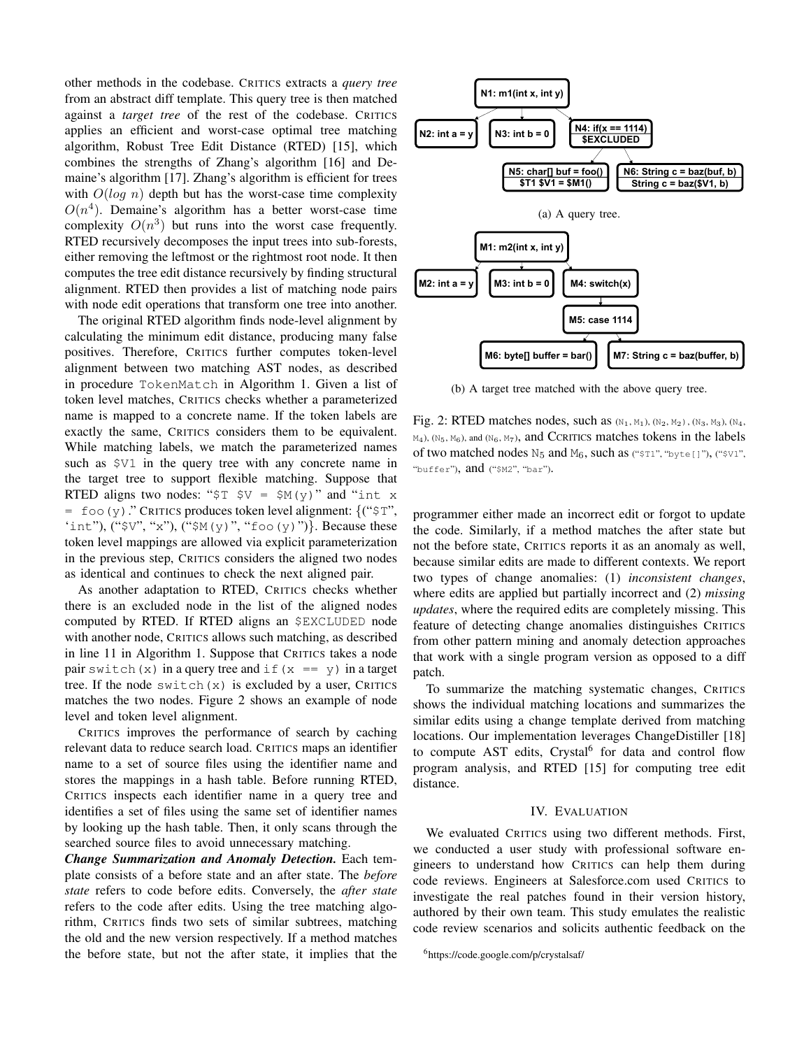other methods in the codebase. CRITICS extracts a *query tree* from an abstract diff template. This query tree is then matched against a *target tree* of the rest of the codebase. CRITICS applies an efficient and worst-case optimal tree matching algorithm, Robust Tree Edit Distance (RTED) [15], which combines the strengths of Zhang's algorithm [16] and Demaine's algorithm [17]. Zhang's algorithm is efficient for trees with $O(log\ n)$ depth but has the worst-case time complexity $O(n^4)$. Demaine's algorithm has a better worst-case time complexity $O(n^3)$ but runs into the worst case frequently. RTED recursively decomposes the input trees into sub-forests, either removing the leftmost or the rightmost root node. It then computes the tree edit distance recursively by finding structural alignment. RTED then provides a list of matching node pairs with node edit operations that transform one tree into another.

The original RTED algorithm finds node-level alignment by calculating the minimum edit distance, producing many false positives. Therefore, CRITICS further computes token-level alignment between two matching AST nodes, as described in procedure `TokenMatch` in Algorithm 1. Given a list of token level matches, CRITICS checks whether a parameterized name is mapped to a concrete name. If the token labels are exactly the same, CRITICS considers them to be equivalent. While matching labels, we match the parameterized names such as `$V1` in the query tree with any concrete name in the target tree to support flexible matching. Suppose that RTED aligns two nodes: "`$T $V = $M(y)`" and "`int x = foo(y)`." CRITICS produces token level alignment: {("`$T`", '`int`"), ("`$V`", "`x`"), ("`$M(y)`", "`foo(y)`")}. Because these token level mappings are allowed via explicit parameterization in the previous step, CRITICS considers the aligned two nodes as identical and continues to check the next aligned pair.

As another adaptation to RTED, CRITICS checks whether there is an excluded node in the list of the aligned nodes computed by RTED. If RTED aligns an `$EXCLUDED` node with another node, CRITICS allows such matching, as described in line 11 in Algorithm 1. Suppose that CRITICS takes a node pair `switch(x)` in a query tree and `if(x == y)` in a target tree. If the node `switch(x)` is excluded by a user, CRITICS matches the two nodes. Figure 2 shows an example of node level and token level alignment.

CRITICS improves the performance of search by caching relevant data to reduce search load. CRITICS maps an identifier name to a set of source files using the identifier name and stores the mappings in a hash table. Before running RTED, CRITICS inspects each identifier name in a query tree and identifies a set of files using the same set of identifier names by looking up the hash table. Then, it only scans through the searched source files to avoid unnecessary matching.

***Change Summarization and Anomaly Detection.*** Each template consists of a before state and an after state. The *before state* refers to code before edits. Conversely, the *after state* refers to the code after edits. Using the tree matching algorithm, CRITICS finds two sets of similar subtrees, matching the old and the new version respectively. If a method matches the before state, but not the after state, it implies that the

N1: m1(int x, int y)
N2: int a = y
N3: int b = 0
N4: if(x == 1114) $EXCLUDED
N5: char[] buf = foo() / $T1 $V1 = $M1()
N6: String c = baz(buf, b) / String c = baz($V1, b)

(a) A query tree.

M1: m2(int x, int y)
M2: int a = y
M3: int b = 0
M4: switch(x)
M5: case 1114
M6: byte[] buffer = bar()
M7: String c = baz(buffer, b)

(b) A target tree matched with the above query tree.

Fig. 2: RTED matches nodes, such as ($N_1$, $M_1$), ($N_2$, $M_2$), ($N_3$, $M_3$), ($N_4$, $M_4$), ($N_5$, $M_6$), and ($N_6$, $M_7$), and CCRITICS matches tokens in the labels of two matched nodes $N_5$ and $M_6$, such as ("`$T1`", "`byte[]`"), ("`$V1`", "`buffer`"), and ("`$M2`", "`bar`").

programmer either made an incorrect edit or forgot to update the code. Similarly, if a method matches the after state but not the before state, CRITICS reports it as an anomaly as well, because similar edits are made to different contexts. We report two types of change anomalies: (1) *inconsistent changes*, where edits are applied but partially incorrect and (2) *missing updates*, where the required edits are completely missing. This feature of detecting change anomalies distinguishes CRITICS from other pattern mining and anomaly detection approaches that work with a single program version as opposed to a diff patch.

To summarize the matching systematic changes, CRITICS shows the individual matching locations and summarizes the similar edits using a change template derived from matching locations. Our implementation leverages ChangeDistiller [18] to compute AST edits, Crystal[6] for data and control flow program analysis, and RTED [15] for computing tree edit distance.

## IV. EVALUATION

We evaluated CRITICS using two different methods. First, we conducted a user study with professional software engineers to understand how CRITICS can help them during code reviews. Engineers at Salesforce.com used CRITICS to investigate the real patches found in their version history, authored by their own team. This study emulates the realistic code review scenarios and solicits authentic feedback on the

[6] https://code.google.com/p/crystalsaf/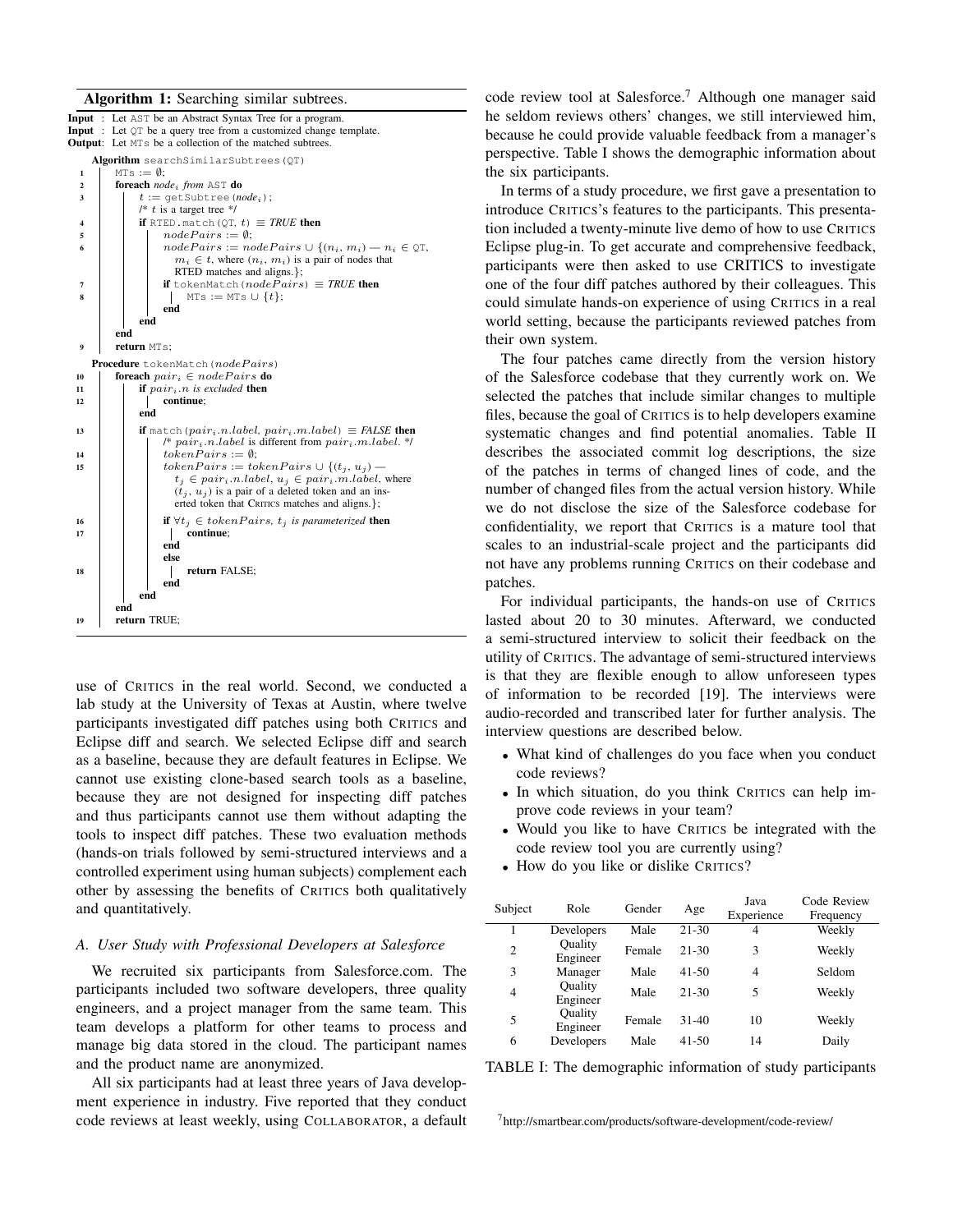**Algorithm 1:** Searching similar subtrees.

```
Input : Let AST be an Abstract Syntax Tree for a program.
Input : Let QT be a query tree from a customized change template.
Output: Let MTs be a collection of the matched subtrees.

   Algorithm searchSimilarSubtrees(QT)
1      MTs := ∅;
2      foreach node_i from AST do
3          t := getSubtree(node_i);
           /* t is a target tree */
4          if RTED.match(QT, t) ≡ TRUE then
5              nodePairs := ∅;
6              nodePairs := nodePairs ∪ {(n_i, m_i) — n_i ∈ QT,
                 m_i ∈ t, where (n_i, m_i) is a pair of nodes that
                 RTED matches and aligns.};
7              if tokenMatch(nodePairs) ≡ TRUE then
8                  MTs := MTs ∪ {t};
               end
           end
       end
9      return MTs;

   Procedure tokenMatch(nodePairs)
10     foreach pair_i ∈ nodePairs do
11         if pair_i.n is excluded then
12             continue;
           end
13         if match(pair_i.n.label, pair_i.m.label) ≡ FALSE then
               /* pair_i.n.label is different from pair_i.m.label. */
14             tokenPairs := ∅;
15             tokenPairs := tokenPairs ∪ {(t_j, u_j) —
                 t_j ∈ pair_i.n.label, u_j ∈ pair_i.m.label, where
                 (t_j, u_j) is a pair of a deleted token and an ins-
                 erted token that CRITICS matches and aligns.};
16             if ∀t_j ∈ tokenPairs, t_j is parameterized then
17                 continue;
               end
               else
18                 return FALSE;
               end
           end
       end
19     return TRUE;
```

use of CRITICS in the real world. Second, we conducted a lab study at the University of Texas at Austin, where twelve participants investigated diff patches using both CRITICS and Eclipse diff and search. We selected Eclipse diff and search as a baseline, because they are default features in Eclipse. We cannot use existing clone-based search tools as a baseline, because they are not designed for inspecting diff patches and thus participants cannot use them without adapting the tools to inspect diff patches. These two evaluation methods (hands-on trials followed by semi-structured interviews and a controlled experiment using human subjects) complement each other by assessing the benefits of CRITICS both qualitatively and quantitatively.

### A. User Study with Professional Developers at Salesforce

We recruited six participants from Salesforce.com. The participants included two software developers, three quality engineers, and a project manager from the same team. This team develops a platform for other teams to process and manage big data stored in the cloud. The participant names and the product name are anonymized.

All six participants had at least three years of Java development experience in industry. Five reported that they conduct code reviews at least weekly, using COLLABORATOR, a default code review tool at Salesforce.[7] Although one manager said he seldom reviews others' changes, we still interviewed him, because he could provide valuable feedback from a manager's perspective. Table I shows the demographic information about the six participants.

In terms of a study procedure, we first gave a presentation to introduce CRITICS's features to the participants. This presentation included a twenty-minute live demo of how to use CRITICS Eclipse plug-in. To get accurate and comprehensive feedback, participants were then asked to use CRITICS to investigate one of the four diff patches authored by their colleagues. This could simulate hands-on experience of using CRITICS in a real world setting, because the participants reviewed patches from their own system.

The four patches came directly from the version history of the Salesforce codebase that they currently work on. We selected the patches that include similar changes to multiple files, because the goal of CRITICS is to help developers examine systematic changes and find potential anomalies. Table II describes the associated commit log descriptions, the size of the patches in terms of changed lines of code, and the number of changed files from the actual version history. While we do not disclose the size of the Salesforce codebase for confidentiality, we report that CRITICS is a mature tool that scales to an industrial-scale project and the participants did not have any problems running CRITICS on their codebase and patches.

For individual participants, the hands-on use of CRITICS lasted about 20 to 30 minutes. Afterward, we conducted a semi-structured interview to solicit their feedback on the utility of CRITICS. The advantage of semi-structured interviews is that they are flexible enough to allow unforeseen types of information to be recorded [19]. The interviews were audio-recorded and transcribed later for further analysis. The interview questions are described below.

- What kind of challenges do you face when you conduct code reviews?
- In which situation, do you think CRITICS can help improve code reviews in your team?
- Would you like to have CRITICS be integrated with the code review tool you are currently using?
- How do you like or dislike CRITICS?

| Subject | Role | Gender | Age | Java Experience | Code Review Frequency |
|---|---|---|---|---|---|
| 1 | Developers | Male | 21-30 | 4 | Weekly |
| 2 | Quality Engineer | Female | 21-30 | 3 | Weekly |
| 3 | Manager | Male | 41-50 | 4 | Seldom |
| 4 | Quality Engineer | Male | 21-30 | 5 | Weekly |
| 5 | Quality Engineer | Female | 31-40 | 10 | Weekly |
| 6 | Developers | Male | 41-50 | 14 | Daily |

TABLE I: The demographic information of study participants

[7] http://smartbear.com/products/software-development/code-review/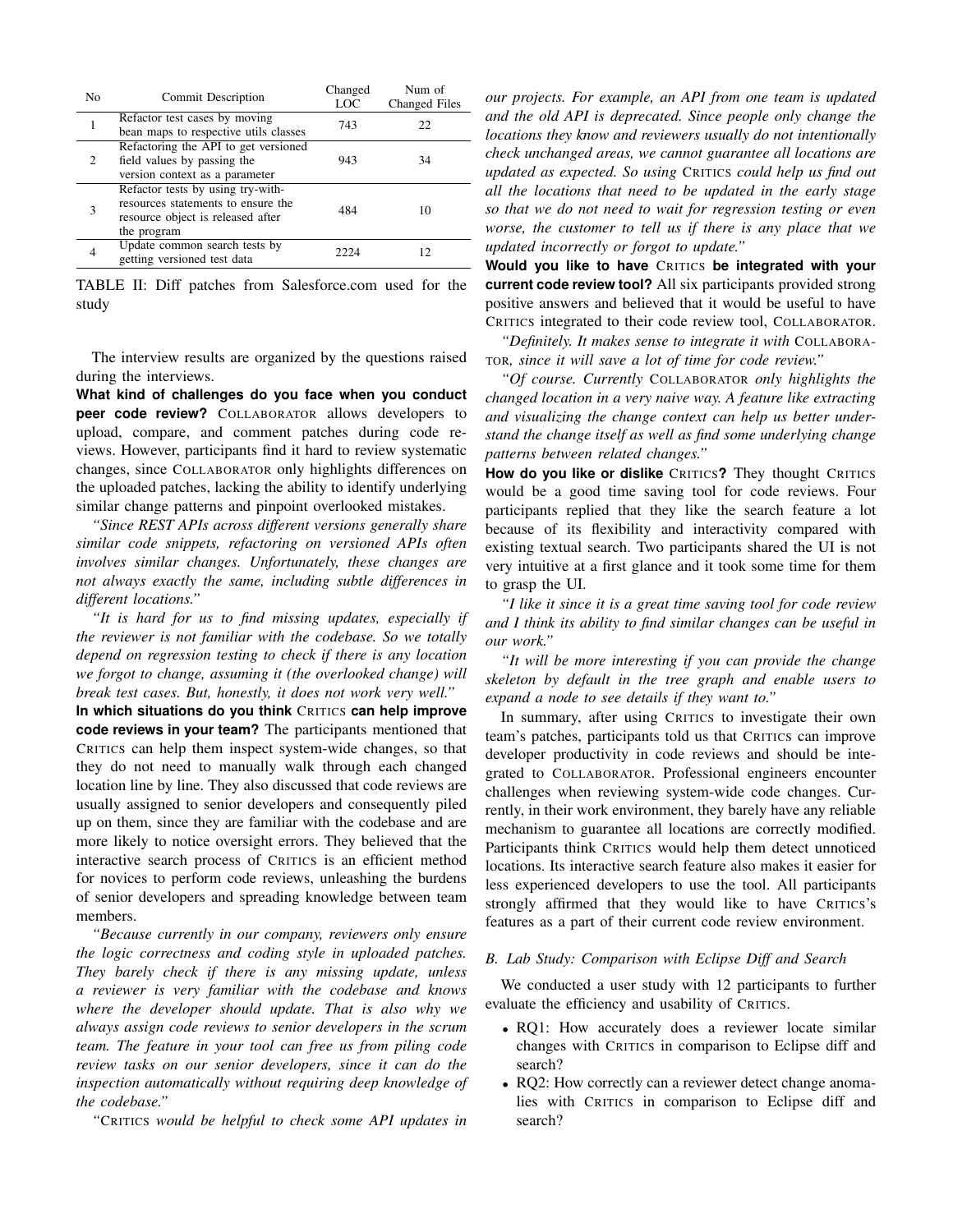| No | Commit Description | Changed LOC | Num of Changed Files |
|---|---|---|---|
| 1 | Refactor test cases by moving bean maps to respective utils classes | 743 | 22 |
| 2 | Refactoring the API to get versioned field values by passing the version context as a parameter | 943 | 34 |
| 3 | Refactor tests by using try-with-resources statements to ensure the resource object is released after the program | 484 | 10 |
| 4 | Update common search tests by getting versioned test data | 2224 | 12 |

TABLE II: Diff patches from Salesforce.com used for the study

The interview results are organized by the questions raised during the interviews.

**What kind of challenges do you face when you conduct peer code review?** COLLABORATOR allows developers to upload, compare, and comment patches during code reviews. However, participants find it hard to review systematic changes, since COLLABORATOR only highlights differences on the uploaded patches, lacking the ability to identify underlying similar change patterns and pinpoint overlooked mistakes.

*"Since REST APIs across different versions generally share similar code snippets, refactoring on versioned APIs often involves similar changes. Unfortunately, these changes are not always exactly the same, including subtle differences in different locations."*

*"It is hard for us to find missing updates, especially if the reviewer is not familiar with the codebase. So we totally depend on regression testing to check if there is any location we forgot to change, assuming it (the overlooked change) will break test cases. But, honestly, it does not work very well."*

**In which situations do you think CRITICS can help improve code reviews in your team?** The participants mentioned that CRITICS can help them inspect system-wide changes, so that they do not need to manually walk through each changed location line by line. They also discussed that code reviews are usually assigned to senior developers and consequently piled up on them, since they are familiar with the codebase and are more likely to notice oversight errors. They believed that the interactive search process of CRITICS is an efficient method for novices to perform code reviews, unleashing the burdens of senior developers and spreading knowledge between team members.

*"Because currently in our company, reviewers only ensure the logic correctness and coding style in uploaded patches. They barely check if there is any missing update, unless a reviewer is very familiar with the codebase and knows where the developer should update. That is also why we always assign code reviews to senior developers in the scrum team. The feature in your tool can free us from piling code review tasks on our senior developers, since it can do the inspection automatically without requiring deep knowledge of the codebase."*

*"CRITICS would be helpful to check some API updates in our projects. For example, an API from one team is updated and the old API is deprecated. Since people only change the locations they know and reviewers usually do not intentionally check unchanged areas, we cannot guarantee all locations are updated as expected. So using CRITICS could help us find out all the locations that need to be updated in the early stage so that we do not need to wait for regression testing or even worse, the customer to tell us if there is any place that we updated incorrectly or forgot to update."*

**Would you like to have CRITICS be integrated with your current code review tool?** All six participants provided strong positive answers and believed that it would be useful to have CRITICS integrated to their code review tool, COLLABORATOR.

*"Definitely. It makes sense to integrate it with COLLABORATOR, since it will save a lot of time for code review."*

*"Of course. Currently COLLABORATOR only highlights the changed location in a very naive way. A feature like extracting and visualizing the change context can help us better understand the change itself as well as find some underlying change patterns between related changes."*

**How do you like or dislike CRITICS?** They thought CRITICS would be a good time saving tool for code reviews. Four participants replied that they like the search feature a lot because of its flexibility and interactivity compared with existing textual search. Two participants shared the UI is not very intuitive at a first glance and it took some time for them to grasp the UI.

*"I like it since it is a great time saving tool for code review and I think its ability to find similar changes can be useful in our work."*

*"It will be more interesting if you can provide the change skeleton by default in the tree graph and enable users to expand a node to see details if they want to."*

In summary, after using CRITICS to investigate their own team's patches, participants told us that CRITICS can improve developer productivity in code reviews and should be integrated to COLLABORATOR. Professional engineers encounter challenges when reviewing system-wide code changes. Currently, in their work environment, they barely have any reliable mechanism to guarantee all locations are correctly modified. Participants think CRITICS would help them detect unnoticed locations. Its interactive search feature also makes it easier for less experienced developers to use the tool. All participants strongly affirmed that they would like to have CRITICS's features as a part of their current code review environment.

### B. Lab Study: Comparison with Eclipse Diff and Search

We conducted a user study with 12 participants to further evaluate the efficiency and usability of CRITICS.

- RQ1: How accurately does a reviewer locate similar changes with CRITICS in comparison to Eclipse diff and search?
- RQ2: How correctly can a reviewer detect change anomalies with CRITICS in comparison to Eclipse diff and search?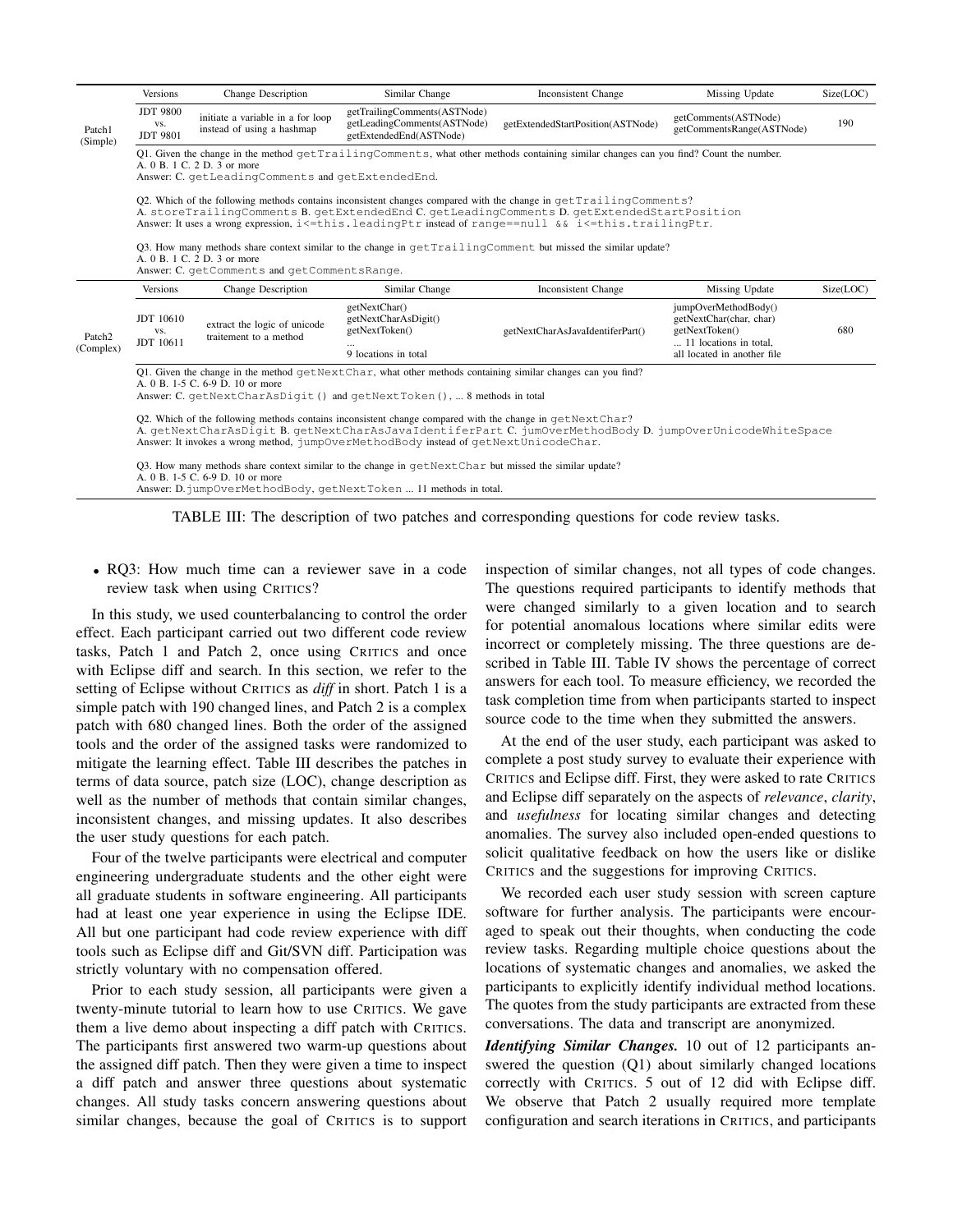| | Versions | Change Description | Similar Change | Inconsistent Change | Missing Update | Size(LOC) |
|---|---|---|---|---|---|---|
| Patch1 (Simple) | JDT 9800 vs. JDT 9801 | initiate a variable in a for loop instead of using a hashmap | getTrailingComments(ASTNode) getLeadingComments(ASTNode) getExtendedEnd(ASTNode) | getExtendedStartPosition(ASTNode) | getComments(ASTNode) getCommentsRange(ASTNode) | 190 |
| | Q1. Given the change in the method `getTrailingComments`, what other methods containing similar changes can you find? Count the number. A. 0 B. 1 C. 2 D. 3 or more Answer: C. `getLeadingComments` and `getExtendedEnd`. | | | | | |
| | Q2. Which of the following methods contains inconsistent changes compared with the change in `getTrailingComments`? A. `storeTrailingComments` B. `getExtendedEnd` C. `getLeadingComments` D. `getExtendedStartPosition` Answer: It uses a wrong expression, `i<=this.leadingPtr` instead of `range==null && i<=this.trailingPtr`. | | | | | |
| | Q3. How many methods share context similar to the change in `getTrailingComment` but missed the similar update? A. 0 B. 1 C. 2 D. 3 or more Answer: C. `getComments` and `getCommentsRange`. | | | | | |
| Patch2 (Complex) | JDT 10610 vs. JDT 10611 | extract the logic of unicode traitement to a method | getNextChar() getNextCharAsDigit() getNextToken() ... 9 locations in total | getNextCharAsJavaIdentiferPart() | jumpOverMethodBody() getNextChar(char, char) getNextToken() ... 11 locations in total, all located in another file | 680 |
| | Q1. Given the change in the method `getNextChar`, what other methods containing similar changes can you find? A. 0 B. 1-5 C. 6-9 D. 10 or more Answer: C. `getNextCharAsDigit()` and `getNextToken()`, ... 8 methods in total | | | | | |
| | Q2. Which of the following methods contains inconsistent changes compared with the change in `getNextChar`? A. `getNextCharAsDigit` B. `getNextCharAsJavaIdentiferPart` C. `jumOverMethodBody` D. `jumpOverUnicodeWhiteSpace` Answer: It invokes a wrong method, `jumpOverMethodBody` instead of `getNextUnicodeChar`. | | | | | |
| | Q3. How many methods share context similar to the change in `getNextChar` but missed the similar update? A. 0 B. 1-5 C. 6-9 D. 10 or more Answer: D. `jumpOverMethodBody`, `getNextToken` ... 11 methods in total. | | | | | |

TABLE III: The description of two patches and corresponding questions for code review tasks.

- RQ3: How much time can a reviewer save in a code review task when using CRITICS?

In this study, we used counterbalancing to control the order effect. Each participant carried out two different code review tasks, Patch 1 and Patch 2, once using CRITICS and once with Eclipse diff and search. In this section, we refer to the setting of Eclipse without CRITICS as *diff* in short. Patch 1 is a simple patch with 190 changed lines, and Patch 2 is a complex patch with 680 changed lines. Both the order of the assigned tools and the order of the assigned tasks were randomized to mitigate the learning effect. Table III describes the patches in terms of data source, patch size (LOC), change description as well as the number of methods that contain similar changes, inconsistent changes, and missing updates. It also describes the user study questions for each patch.

Four of the twelve participants were electrical and computer engineering undergraduate students and the other eight were all graduate students in software engineering. All participants had at least one year experience in using the Eclipse IDE. All but one participant had code review experience with diff tools such as Eclipse diff and Git/SVN diff. Participation was strictly voluntary with no compensation offered.

Prior to each study session, all participants were given a twenty-minute tutorial to learn how to use CRITICS. We gave them a live demo about inspecting a diff patch with CRITICS. The participants first answered two warm-up questions about the assigned diff patch. Then they were given a time to inspect a diff patch and answer three questions about systematic changes. All study tasks concern answering questions about similar changes, because the goal of CRITICS is to support inspection of similar changes, not all types of code changes. The questions required participants to identify methods that were changed similarly to a given location and to search for potential anomalous locations where similar edits were incorrect or completely missing. The three questions are described in Table III. Table IV shows the percentage of correct answers for each tool. To measure efficiency, we recorded the task completion time from when participants started to inspect source code to the time when they submitted the answers.

At the end of the user study, each participant was asked to complete a post study survey to evaluate their experience with CRITICS and Eclipse diff. First, they were asked to rate CRITICS and Eclipse diff separately on the aspects of *relevance*, *clarity*, and *usefulness* for locating similar changes and detecting anomalies. The survey also included open-ended questions to solicit qualitative feedback on how the users like or dislike CRITICS and the suggestions for improving CRITICS.

We recorded each user study session with screen capture software for further analysis. The participants were encouraged to speak out their thoughts, when conducting the code review tasks. Regarding multiple choice questions about the locations of systematic changes and anomalies, we asked the participants to explicitly identify individual method locations. The quotes from the study participants are extracted from these conversations. The data and transcript are anonymized.

***Identifying Similar Changes.*** 10 out of 12 participants answered the question (Q1) about similarly changed locations correctly with CRITICS. 5 out of 12 did with Eclipse diff. We observe that Patch 2 usually required more template configuration and search iterations in CRITICS, and participants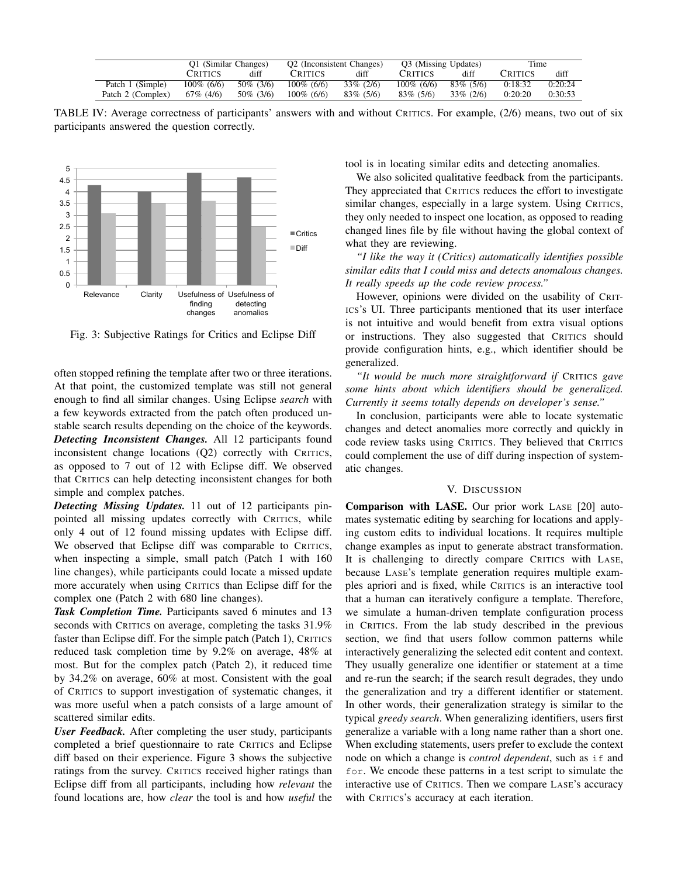| | Q1 (Similar Changes) | | Q2 (Inconsistent Changes) | | Q3 (Missing Updates) | | Time | |
|---|---|---|---|---|---|---|---|---|
| | CRITICS | diff | CRITICS | diff | CRITICS | diff | CRITICS | diff |
| Patch 1 (Simple) | 100% (6/6) | 50% (3/6) | 100% (6/6) | 33% (2/6) | 100% (6/6) | 83% (5/6) | 0:18:32 | 0:20:24 |
| Patch 2 (Complex) | 67% (4/6) | 50% (3/6) | 100% (6/6) | 83% (5/6) | 83% (5/6) | 33% (2/6) | 0:20:20 | 0:30:53 |

TABLE IV: Average correctness of participants' answers with and without CRITICS. For example, (2/6) means, two out of six participants answered the question correctly.

| | Critics | Diff |
|---|---|---|
| Relevance | 4.3 | 3.1 |
| Clarity | 4 | 3.5 |
| Usefulness of finding changes | 4.8 | 3.6 |
| Usefulness of detecting anomalies | 4.6 | 2.5 |

Fig. 3: Subjective Ratings for Critics and Eclipse Diff

often stopped refining the template after two or three iterations. At that point, the customized template was still not general enough to find all similar changes. Using Eclipse *search* with a few keywords extracted from the patch often produced unstable search results depending on the choice of the keywords.

***Detecting Inconsistent Changes.*** All 12 participants found inconsistent change locations (Q2) correctly with CRITICS, as opposed to 7 out of 12 with Eclipse diff. We observed that CRITICS can help detecting inconsistent changes for both simple and complex patches.

***Detecting Missing Updates.*** 11 out of 12 participants pinpointed all missing updates correctly with CRITICS, while only 4 out of 12 found missing updates with Eclipse diff. We observed that Eclipse diff was comparable to CRITICS, when inspecting a simple, small patch (Patch 1 with 160 line changes), while participants could locate a missed update more accurately when using CRITICS than Eclipse diff for the complex one (Patch 2 with 680 line changes).

***Task Completion Time.*** Participants saved 6 minutes and 13 seconds with CRITICS on average, completing the tasks 31.9% faster than Eclipse diff. For the simple patch (Patch 1), CRITICS reduced task completion time by 9.2% on average, 48% at most. But for the complex patch (Patch 2), it reduced time by 34.2% on average, 60% at most. Consistent with the goal of CRITICS to support investigation of systematic changes, it was more useful when a patch consists of a large amount of scattered similar edits.

***User Feedback.*** After completing the user study, participants completed a brief questionnaire to rate CRITICS and Eclipse diff based on their experience. Figure 3 shows the subjective ratings from the survey. CRITICS received higher ratings than Eclipse diff from all participants, including how *relevant* the found locations are, how *clear* the tool is and how *useful* the tool is in locating similar edits and detecting anomalies.

We also solicited qualitative feedback from the participants. They appreciated that CRITICS reduces the effort to investigate similar changes, especially in a large system. Using CRITICS, they only needed to inspect one location, as opposed to reading changed lines file by file without having the global context of what they are reviewing.

*"I like the way it (Critics) automatically identifies possible similar edits that I could miss and detects anomalous changes. It really speeds up the code review process."*

However, opinions were divided on the usability of CRITICS's UI. Three participants mentioned that its user interface is not intuitive and would benefit from extra visual options or instructions. They also suggested that CRITICS should provide configuration hints, e.g., which identifier should be generalized.

*"It would be much more straightforward if* CRITICS *gave some hints about which identifiers should be generalized. Currently it seems totally depends on developer's sense."*

In conclusion, participants were able to locate systematic changes and detect anomalies more correctly and quickly in code review tasks using CRITICS. They believed that CRITICS could complement the use of diff during inspection of systematic changes.

## V. DISCUSSION

**Comparison with LASE.** Our prior work LASE [20] automates systematic editing by searching for locations and applying custom edits to individual locations. It requires multiple change examples as input to generate abstract transformation. It is challenging to directly compare CRITICS with LASE, because LASE's template generation requires multiple examples apriori and is fixed, while CRITICS is an interactive tool that a human can iteratively configure a template. Therefore, we simulate a human-driven template configuration process in CRITICS. From the lab study described in the previous section, we find that users follow common patterns while interactively generalizing the selected edit content and context. They usually generalize one identifier or statement at a time and re-run the search; if the search result degrades, they undo the generalization and try a different identifier or statement. In other words, their generalization strategy is similar to the typical *greedy search*. When generalizing identifiers, users first generalize a variable with a long name rather than a short one. When excluding statements, users prefer to exclude the context node on which a change is *control dependent*, such as `if` and `for`. We encode these patterns in a test script to simulate the interactive use of CRITICS. Then we compare LASE's accuracy with CRITICS's accuracy at each iteration.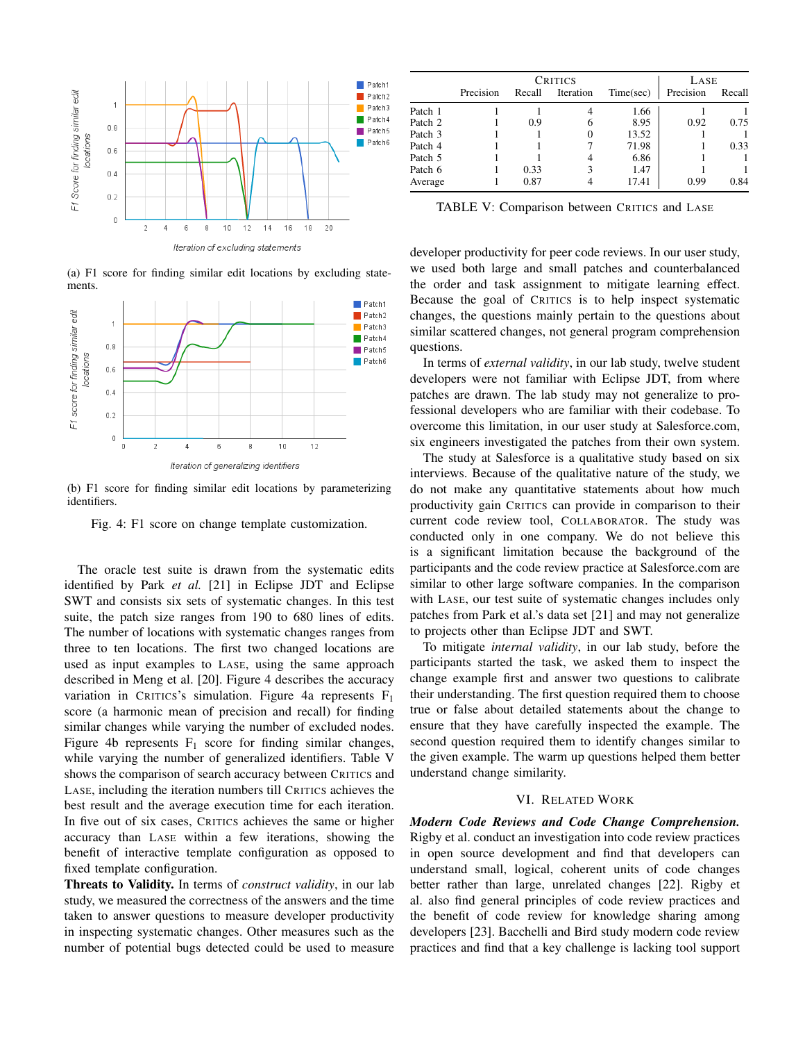(a) F1 score for finding similar edit locations by excluding statements.

(b) F1 score for finding similar edit locations by parameterizing identifiers.

Fig. 4: F1 score on change template customization.

The oracle test suite is drawn from the systematic edits identified by Park *et al.* [21] in Eclipse JDT and Eclipse SWT and consists six sets of systematic changes. In this test suite, the patch size ranges from 190 to 680 lines of edits. The number of locations with systematic changes ranges from three to ten locations. The first two changed locations are used as input examples to LASE, using the same approach described in Meng et al. [20]. Figure 4 describes the accuracy variation in CRITICS's simulation. Figure 4a represents $F_1$ score (a harmonic mean of precision and recall) for finding similar changes while varying the number of excluded nodes. Figure 4b represents $F_1$ score for finding similar changes, while varying the number of generalized identifiers. Table V shows the comparison of search accuracy between CRITICS and LASE, including the iteration numbers till CRITICS achieves the best result and the average execution time for each iteration. In five out of six cases, CRITICS achieves the same or higher accuracy than LASE within a few iterations, showing the benefit of interactive template configuration as opposed to fixed template configuration.

**Threats to Validity.** In terms of *construct validity*, in our lab study, we measured the correctness of the answers and the time taken to answer questions to measure developer productivity in inspecting systematic changes. Other measures such as the number of potential bugs detected could be used to measure developer productivity for peer code reviews. In our user study, we used both large and small patches and counterbalanced the order and task assignment to mitigate learning effect. Because the goal of CRITICS is to help inspect systematic changes, the questions mainly pertain to the questions about similar scattered changes, not general program comprehension questions.

|  | CRITICS |  |  |  | LASE |  |
|---|---|---|---|---|---|---|
|  | Precision | Recall | Iteration | Time(sec) | Precision | Recall |
| Patch 1 | 1 | 1 | 4 | 1.66 | 1 | 1 |
| Patch 2 | 1 | 0.9 | 6 | 8.95 | 0.92 | 0.75 |
| Patch 3 | 1 | 1 | 0 | 13.52 | 1 | 1 |
| Patch 4 | 1 | 1 | 7 | 71.98 | 1 | 0.33 |
| Patch 5 | 1 | 1 | 4 | 6.86 | 1 | 1 |
| Patch 6 | 1 | 0.33 | 3 | 1.47 | 1 | 1 |
| Average | 1 | 0.87 | 4 | 17.41 | 0.99 | 0.84 |

TABLE V: Comparison between CRITICS and LASE

In terms of *external validity*, in our lab study, twelve student developers were not familiar with Eclipse JDT, from where patches are drawn. The lab study may not generalize to professional developers who are familiar with their codebase. To overcome this limitation, in our user study at Salesforce.com, six engineers investigated the patches from their own system.

The study at Salesforce is a qualitative study based on six interviews. Because of the qualitative nature of the study, we do not make any quantitative statements about how much productivity gain CRITICS can provide in comparison to their current code review tool, COLLABORATOR. The study was conducted only in one company. We do not believe this is a significant limitation because the background of the participants and the code review practice at Salesforce.com are similar to other large software companies. In the comparison with LASE, our test suite of systematic changes includes only patches from Park et al.'s data set [21] and may not generalize to projects other than Eclipse JDT and SWT.

To mitigate *internal validity*, in our lab study, before the participants started the task, we asked them to inspect the change example first and answer two questions to calibrate their understanding. The first question required them to choose true or false about detailed statements about the change to ensure that they have carefully inspected the example. The second question required them to identify changes similar to the given example. The warm up questions helped them better understand change similarity.

## VI. RELATED WORK

***Modern Code Reviews and Code Change Comprehension.*** Rigby et al. conduct an investigation into code review practices in open source development and find that developers can understand small, logical, coherent units of code changes better rather than large, unrelated changes [22]. Rigby et al. also find general principles of code review practices and the benefit of code review for knowledge sharing among developers [23]. Bacchelli and Bird study modern code review practices and find that a key challenge is lacking tool support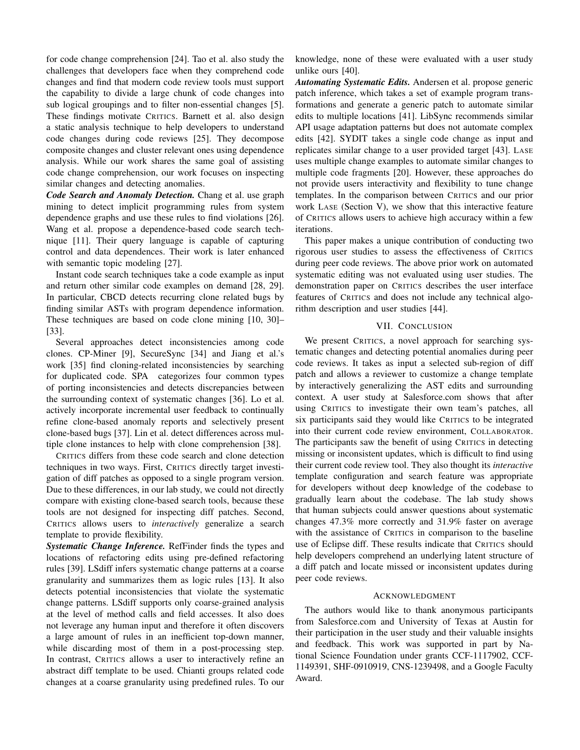for code change comprehension [24]. Tao et al. also study the challenges that developers face when they comprehend code changes and find that modern code review tools must support the capability to divide a large chunk of code changes into sub logical groupings and to filter non-essential changes [5]. These findings motivate CRITICS. Barnett et al. also design a static analysis technique to help developers to understand code changes during code reviews [25]. They decompose composite changes and cluster relevant ones using dependence analysis. While our work shares the same goal of assisting code change comprehension, our work focuses on inspecting similar changes and detecting anomalies.

***Code Search and Anomaly Detection.*** Chang et al. use graph mining to detect implicit programming rules from system dependence graphs and use these rules to find violations [26]. Wang et al. propose a dependence-based code search technique [11]. Their query language is capable of capturing control and data dependences. Their work is later enhanced with semantic topic modeling [27].

Instant code search techniques take a code example as input and return other similar code examples on demand [28, 29]. In particular, CBCD detects recurring clone related bugs by finding similar ASTs with program dependence information. These techniques are based on code clone mining [10, 30]–[33].

Several approaches detect inconsistencies among code clones. CP-Miner [9], SecureSync [34] and Jiang et al.'s work [35] find cloning-related inconsistencies by searching for duplicated code. SPA categorizes four common types of porting inconsistencies and detects discrepancies between the surrounding context of systematic changes [36]. Lo et al. actively incorporate incremental user feedback to continually refine clone-based anomaly reports and selectively present clone-based bugs [37]. Lin et al. detect differences across multiple clone instances to help with clone comprehension [38].

CRITICS differs from these code search and clone detection techniques in two ways. First, CRITICS directly target investigation of diff patches as opposed to a single program version. Due to these differences, in our lab study, we could not directly compare with existing clone-based search tools, because these tools are not designed for inspecting diff patches. Second, CRITICS allows users to *interactively* generalize a search template to provide flexibility.

***Systematic Change Inference.*** RefFinder finds the types and locations of refactoring edits using pre-defined refactoring rules [39]. LSdiff infers systematic change patterns at a coarse granularity and summarizes them as logic rules [13]. It also detects potential inconsistencies that violate the systematic change patterns. LSdiff supports only coarse-grained analysis at the level of method calls and field accesses. It also does not leverage any human input and therefore it often discovers a large amount of rules in an inefficient top-down manner, while discarding most of them in a post-processing step. In contrast, CRITICS allows a user to interactively refine an abstract diff template to be used. Chianti groups related code changes at a coarse granularity using predefined rules. To our knowledge, none of these were evaluated with a user study unlike ours [40].

***Automating Systematic Edits.*** Andersen et al. propose generic patch inference, which takes a set of example program transformations and generate a generic patch to automate similar edits to multiple locations [41]. LibSync recommends similar API usage adaptation patterns but does not automate complex edits [42]. SYDIT takes a single code change as input and replicates similar change to a user provided target [43]. LASE uses multiple change examples to automate similar changes to multiple code fragments [20]. However, these approaches do not provide users interactivity and flexibility to tune change templates. In the comparison between CRITICS and our prior work LASE (Section V), we show that this interactive feature of CRITICS allows users to achieve high accuracy within a few iterations.

This paper makes a unique contribution of conducting two rigorous user studies to assess the effectiveness of CRITICS during peer code reviews. The above prior work on automated systematic editing was not evaluated using user studies. The demonstration paper on CRITICS describes the user interface features of CRITICS and does not include any technical algorithm description and user studies [44].

## VII. CONCLUSION

We present CRITICS, a novel approach for searching systematic changes and detecting potential anomalies during peer code reviews. It takes as input a selected sub-region of diff patch and allows a reviewer to customize a change template by interactively generalizing the AST edits and surrounding context. A user study at Salesforce.com shows that after using CRITICS to investigate their own team's patches, all six participants said they would like CRITICS to be integrated into their current code review environment, COLLABORATOR. The participants saw the benefit of using CRITICS in detecting missing or inconsistent updates, which is difficult to find using their current code review tool. They also thought its *interactive* template configuration and search feature was appropriate for developers without deep knowledge of the codebase to gradually learn about the codebase. The lab study shows that human subjects could answer questions about systematic changes 47.3% more correctly and 31.9% faster on average with the assistance of CRITICS in comparison to the baseline use of Eclipse diff. These results indicate that CRITICS should help developers comprehend an underlying latent structure of a diff patch and locate missed or inconsistent updates during peer code reviews.

## ACKNOWLEDGMENT

The authors would like to thank anonymous participants from Salesforce.com and University of Texas at Austin for their participation in the user study and their valuable insights and feedback. This work was supported in part by National Science Foundation under grants CCF-1117902, CCF-1149391, SHF-0910919, CNS-1239498, and a Google Faculty Award.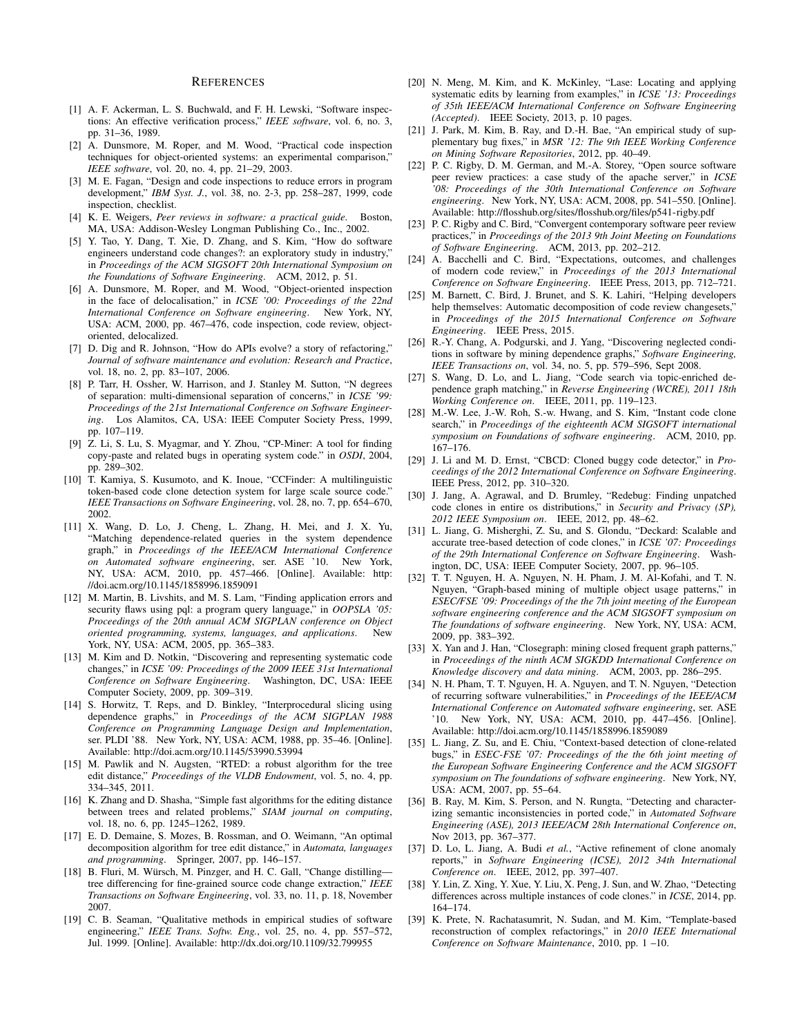## REFERENCES

[1] A. F. Ackerman, L. S. Buchwald, and F. H. Lewski, "Software inspections: An effective verification process," *IEEE software*, vol. 6, no. 3, pp. 31–36, 1989.

[2] A. Dunsmore, M. Roper, and M. Wood, "Practical code inspection techniques for object-oriented systems: an experimental comparison," *IEEE software*, vol. 20, no. 4, pp. 21–29, 2003.

[3] M. E. Fagan, "Design and code inspections to reduce errors in program development," *IBM Syst. J.*, vol. 38, no. 2-3, pp. 258–287, 1999, code inspection, checklist.

[4] K. E. Weigers, *Peer reviews in software: a practical guide*. Boston, MA, USA: Addison-Wesley Longman Publishing Co., Inc., 2002.

[5] Y. Tao, Y. Dang, T. Xie, D. Zhang, and S. Kim, "How do software engineers understand code changes?: an exploratory study in industry," in *Proceedings of the ACM SIGSOFT 20th International Symposium on the Foundations of Software Engineering*. ACM, 2012, p. 51.

[6] A. Dunsmore, M. Roper, and M. Wood, "Object-oriented inspection in the face of delocalisation," in *ICSE '00: Proceedings of the 22nd International Conference on Software engineering*. New York, NY, USA: ACM, 2000, pp. 467–476, code inspection, code review, object-oriented, delocalized.

[7] D. Dig and R. Johnson, "How do APIs evolve? a story of refactoring," *Journal of software maintenance and evolution: Research and Practice*, vol. 18, no. 2, pp. 83–107, 2006.

[8] P. Tarr, H. Ossher, W. Harrison, and J. Stanley M. Sutton, "N degrees of separation: multi-dimensional separation of concerns," in *ICSE '99: Proceedings of the 21st International Conference on Software Engineering*. Los Alamitos, CA, USA: IEEE Computer Society Press, 1999, pp. 107–119.

[9] Z. Li, S. Lu, S. Myagmar, and Y. Zhou, "CP-Miner: A tool for finding copy-paste and related bugs in operating system code." in *OSDI*, 2004, pp. 289–302.

[10] T. Kamiya, S. Kusumoto, and K. Inoue, "CCFinder: A multilinguistic token-based code clone detection system for large scale source code." *IEEE Transactions on Software Engineering*, vol. 28, no. 7, pp. 654–670, 2002.

[11] X. Wang, D. Lo, J. Cheng, L. Zhang, H. Mei, and J. X. Yu, "Matching dependence-related queries in the system dependence graph," in *Proceedings of the IEEE/ACM International Conference on Automated software engineering*, ser. ASE '10. New York, NY, USA: ACM, 2010, pp. 457–466. [Online]. Available: http://doi.acm.org/10.1145/1858996.1859091

[12] M. Martin, B. Livshits, and M. S. Lam, "Finding application errors and security flaws using pql: a program query language," in *OOPSLA '05: Proceedings of the 20th annual ACM SIGPLAN conference on Object oriented programming, systems, languages, and applications*. New York, NY, USA: ACM, 2005, pp. 365–383.

[13] M. Kim and D. Notkin, "Discovering and representing systematic code changes," in *ICSE '09: Proceedings of the 2009 IEEE 31st International Conference on Software Engineering*. Washington, DC, USA: IEEE Computer Society, 2009, pp. 309–319.

[14] S. Horwitz, T. Reps, and D. Binkley, "Interprocedural slicing using dependence graphs," in *Proceedings of the ACM SIGPLAN 1988 Conference on Programming Language Design and Implementation*, ser. PLDI '88. New York, NY, USA: ACM, 1988, pp. 35–46. [Online]. Available: http://doi.acm.org/10.1145/53990.53994

[15] M. Pawlik and N. Augsten, "RTED: a robust algorithm for the tree edit distance," *Proceedings of the VLDB Endowment*, vol. 5, no. 4, pp. 334–345, 2011.

[16] K. Zhang and D. Shasha, "Simple fast algorithms for the editing distance between trees and related problems," *SIAM journal on computing*, vol. 18, no. 6, pp. 1245–1262, 1989.

[17] E. D. Demaine, S. Mozes, B. Rossman, and O. Weimann, "An optimal decomposition algorithm for tree edit distance," in *Automata, languages and programming*. Springer, 2007, pp. 146–157.

[18] B. Fluri, M. Würsch, M. Pinzger, and H. C. Gall, "Change distilling—tree differencing for fine-grained source code change extraction," *IEEE Transactions on Software Engineering*, vol. 33, no. 11, p. 18, November 2007.

[19] C. B. Seaman, "Qualitative methods in empirical studies of software engineering," *IEEE Trans. Softw. Eng.*, vol. 25, no. 4, pp. 557–572, Jul. 1999. [Online]. Available: http://dx.doi.org/10.1109/32.799955

[20] N. Meng, M. Kim, and K. McKinley, "Lase: Locating and applying systematic edits by learning from examples," in *ICSE '13: Proceedings of 35th IEEE/ACM International Conference on Software Engineering (Accepted)*. IEEE Society, 2013, p. 10 pages.

[21] J. Park, M. Kim, B. Ray, and D.-H. Bae, "An empirical study of supplementary bug fixes," in *MSR '12: The 9th IEEE Working Conference on Mining Software Repositories*, 2012, pp. 40–49.

[22] P. C. Rigby, D. M. German, and M.-A. Storey, "Open source software peer review practices: a case study of the apache server," in *ICSE '08: Proceedings of the 30th International Conference on Software engineering*. New York, NY, USA: ACM, 2008, pp. 541–550. [Online]. Available: http://flosshub.org/sites/flosshub.org/files/p541-rigby.pdf

[23] P. C. Rigby and C. Bird, "Convergent contemporary software peer review practices," in *Proceedings of the 2013 9th Joint Meeting on Foundations of Software Engineering*. ACM, 2013, pp. 202–212.

[24] A. Bacchelli and C. Bird, "Expectations, outcomes, and challenges of modern code review," in *Proceedings of the 2013 International Conference on Software Engineering*. IEEE Press, 2013, pp. 712–721.

[25] M. Barnett, C. Bird, J. Brunet, and S. K. Lahiri, "Helping developers help themselves: Automatic decomposition of code review changesets," in *Proceedings of the 2015 International Conference on Software Engineering*. IEEE Press, 2015.

[26] R.-Y. Chang, A. Podgurski, and J. Yang, "Discovering neglected conditions in software by mining dependence graphs," *Software Engineering, IEEE Transactions on*, vol. 34, no. 5, pp. 579–596, Sept 2008.

[27] S. Wang, D. Lo, and L. Jiang, "Code search via topic-enriched dependence graph matching," in *Reverse Engineering (WCRE), 2011 18th Working Conference on*. IEEE, 2011, pp. 119–123.

[28] M.-W. Lee, J.-W. Roh, S.-w. Hwang, and S. Kim, "Instant code clone search," in *Proceedings of the eighteenth ACM SIGSOFT international symposium on Foundations of software engineering*. ACM, 2010, pp. 167–176.

[29] J. Li and M. D. Ernst, "CBCD: Cloned buggy code detector," in *Proceedings of the 2012 International Conference on Software Engineering*. IEEE Press, 2012, pp. 310–320.

[30] J. Jang, A. Agrawal, and D. Brumley, "Redebug: Finding unpatched code clones in entire os distributions," in *Security and Privacy (SP), 2012 IEEE Symposium on*. IEEE, 2012, pp. 48–62.

[31] L. Jiang, G. Misherghi, Z. Su, and S. Glondu, "Deckard: Scalable and accurate tree-based detection of code clones," in *ICSE '07: Proceedings of the 29th International Conference on Software Engineering*. Washington, DC, USA: IEEE Computer Society, 2007, pp. 96–105.

[32] T. T. Nguyen, H. A. Nguyen, N. H. Pham, J. M. Al-Kofahi, and T. N. Nguyen, "Graph-based mining of multiple object usage patterns," in *ESEC/FSE '09: Proceedings of the the 7th joint meeting of the European software engineering conference and the ACM SIGSOFT symposium on The foundations of software engineering*. New York, NY, USA: ACM, 2009, pp. 383–392.

[33] X. Yan and J. Han, "Closegraph: mining closed frequent graph patterns," in *Proceedings of the ninth ACM SIGKDD International Conference on Knowledge discovery and data mining*. ACM, 2003, pp. 286–295.

[34] N. H. Pham, T. T. Nguyen, H. A. Nguyen, and T. N. Nguyen, "Detection of recurring software vulnerabilities," in *Proceedings of the IEEE/ACM International Conference on Automated software engineering*, ser. ASE '10. New York, NY, USA: ACM, 2010, pp. 447–456. [Online]. Available: http://doi.acm.org/10.1145/1858996.1859089

[35] L. Jiang, Z. Su, and E. Chiu, "Context-based detection of clone-related bugs," in *ESEC-FSE '07: Proceedings of the the 6th joint meeting of the European Software Engineering Conference and the ACM SIGSOFT symposium on The foundations of software engineering*. New York, NY, USA: ACM, 2007, pp. 55–64.

[36] B. Ray, M. Kim, S. Person, and N. Rungta, "Detecting and characterizing semantic inconsistencies in ported code," in *Automated Software Engineering (ASE), 2013 IEEE/ACM 28th International Conference on*, Nov 2013, pp. 367–377.

[37] D. Lo, L. Jiang, A. Budi *et al.*, "Active refinement of clone anomaly reports," in *Software Engineering (ICSE), 2012 34th International Conference on*. IEEE, 2012, pp. 397–407.

[38] Y. Lin, Z. Xing, Y. Xue, Y. Liu, X. Peng, J. Sun, and W. Zhao, "Detecting differences across multiple instances of code clones." in *ICSE*, 2014, pp. 164–174.

[39] K. Prete, N. Rachatasumrit, N. Sudan, and M. Kim, "Template-based reconstruction of complex refactorings," in *2010 IEEE International Conference on Software Maintenance*, 2010, pp. 1 –10.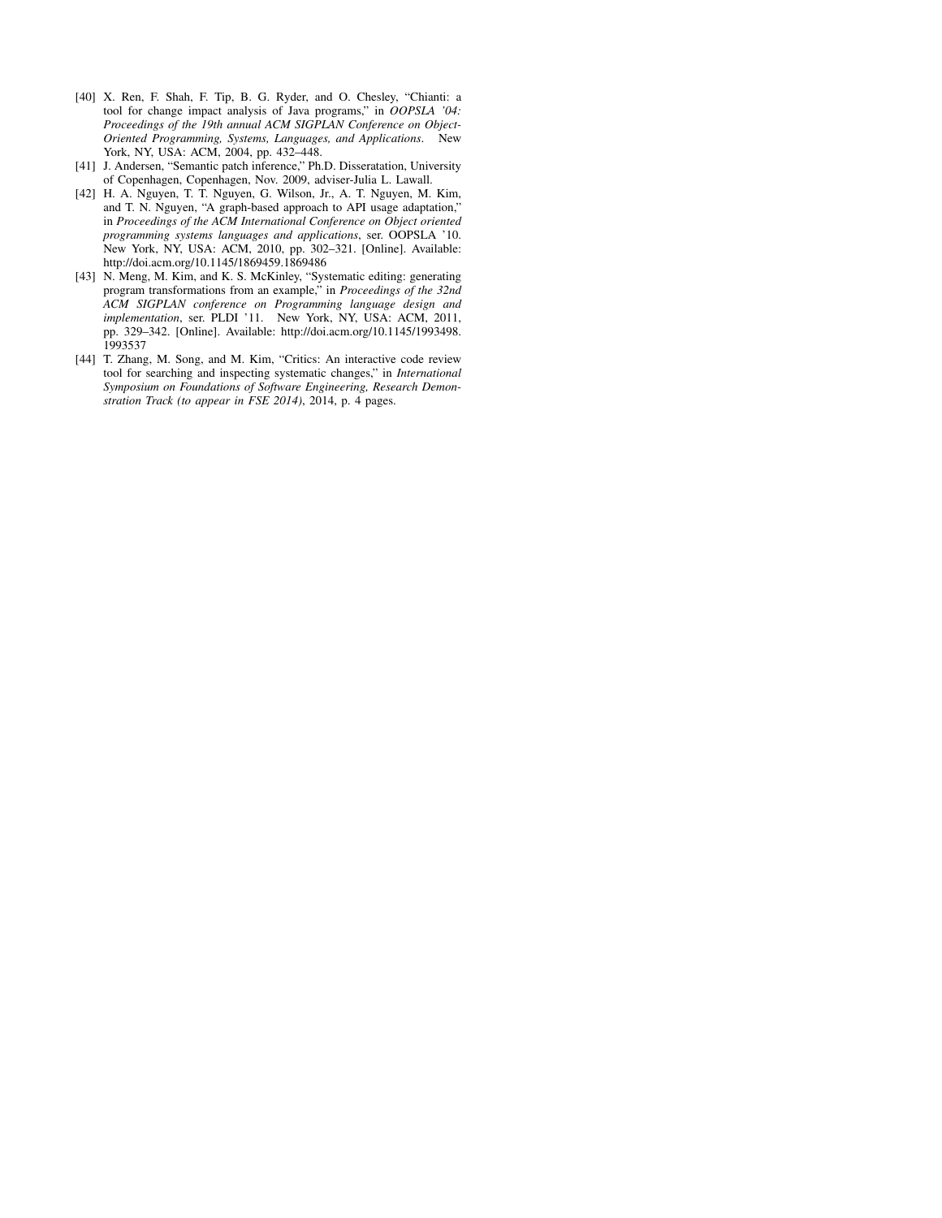[40] X. Ren, F. Shah, F. Tip, B. G. Ryder, and O. Chesley, "Chianti: a tool for change impact analysis of Java programs," in *OOPSLA '04: Proceedings of the 19th annual ACM SIGPLAN Conference on Object-Oriented Programming, Systems, Languages, and Applications*. New York, NY, USA: ACM, 2004, pp. 432–448.

[41] J. Andersen, "Semantic patch inference," Ph.D. Disseratation, University of Copenhagen, Copenhagen, Nov. 2009, adviser-Julia L. Lawall.

[42] H. A. Nguyen, T. T. Nguyen, G. Wilson, Jr., A. T. Nguyen, M. Kim, and T. N. Nguyen, "A graph-based approach to API usage adaptation," in *Proceedings of the ACM International Conference on Object oriented programming systems languages and applications*, ser. OOPSLA '10. New York, NY, USA: ACM, 2010, pp. 302–321. [Online]. Available: http://doi.acm.org/10.1145/1869459.1869486

[43] N. Meng, M. Kim, and K. S. McKinley, "Systematic editing: generating program transformations from an example," in *Proceedings of the 32nd ACM SIGPLAN conference on Programming language design and implementation*, ser. PLDI '11. New York, NY, USA: ACM, 2011, pp. 329–342. [Online]. Available: http://doi.acm.org/10.1145/1993498.1993537

[44] T. Zhang, M. Song, and M. Kim, "Critics: An interactive code review tool for searching and inspecting systematic changes," in *International Symposium on Foundations of Software Engineering, Research Demonstration Track (to appear in FSE 2014)*, 2014, p. 4 pages.